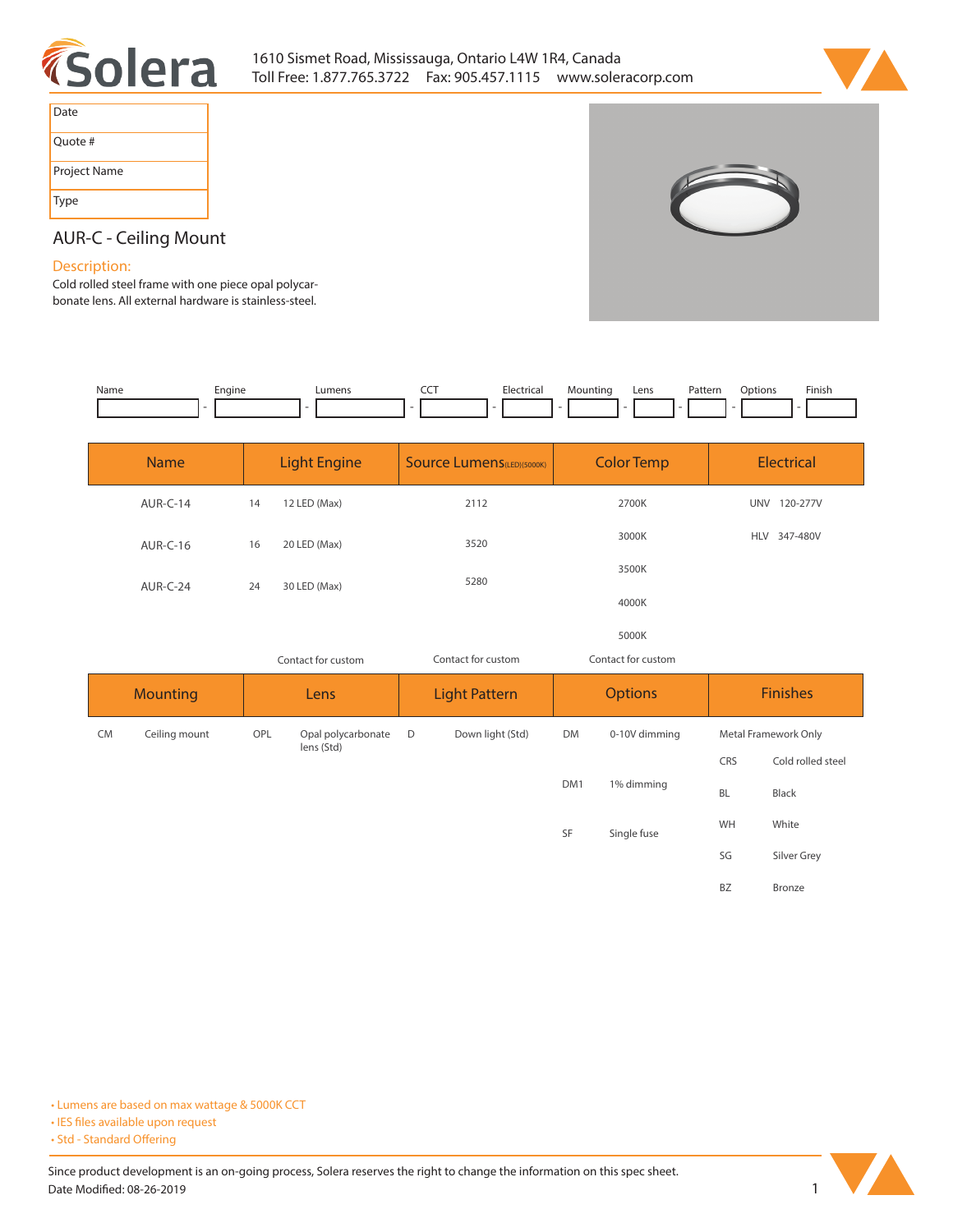Solera

1610 Sismet Road, Mississauga, Ontario L4W 1R4, Canada
Toll Free: 1.877.765.3722 Fax: 905.457.1115 www.soleracorp.com

| Date |
|---|
| Quote # |
| Project Name |
| Type |

## AUR-C - Ceiling Mount

### Description:

Cold rolled steel frame with one piece opal polycarbonate lens. All external hardware is stainless-steel.

| Name | Engine | Lumens | CCT | Electrical | Mounting | Lens | Pattern | Options | Finish |
|---|---|---|---|---|---|---|---|---|---|
| | | | | | | | | | |

| Name | Light Engine | | Source Lumens(LED)(5000K) | Color Temp | Electrical |
|---|---|---|---|---|---|
| AUR-C-14 | 14 | 12 LED (Max) | 2112 | 2700K | UNV 120-277V |
| AUR-C-16 | 16 | 20 LED (Max) | 3520 | 3000K | HLV 347-480V |
| AUR-C-24 | 24 | 30 LED (Max) | 5280 | 3500K | |
| | | | | 4000K | |
| | | | | 5000K | |
| | Contact for custom | | Contact for custom | Contact for custom | |

| Mounting | | Lens | | Light Pattern | | Options | | Finishes | |
|---|---|---|---|---|---|---|---|---|---|
| CM | Ceiling mount | OPL | Opal polycarbonate lens (Std) | D | Down light (Std) | DM | 0-10V dimming | Metal Framework Only | |
| | | | | | | | | CRS | Cold rolled steel |
| | | | | | | DM1 | 1% dimming | BL | Black |
| | | | | | | SF | Single fuse | WH | White |
| | | | | | | | | SG | Silver Grey |
| | | | | | | | | BZ | Bronze |

- Lumens are based on max wattage & 5000K CCT
- IES files available upon request
- Std - Standard Offering

Since product development is an on-going process, Solera reserves the right to change the information on this spec sheet.
Date Modified: 08-26-2019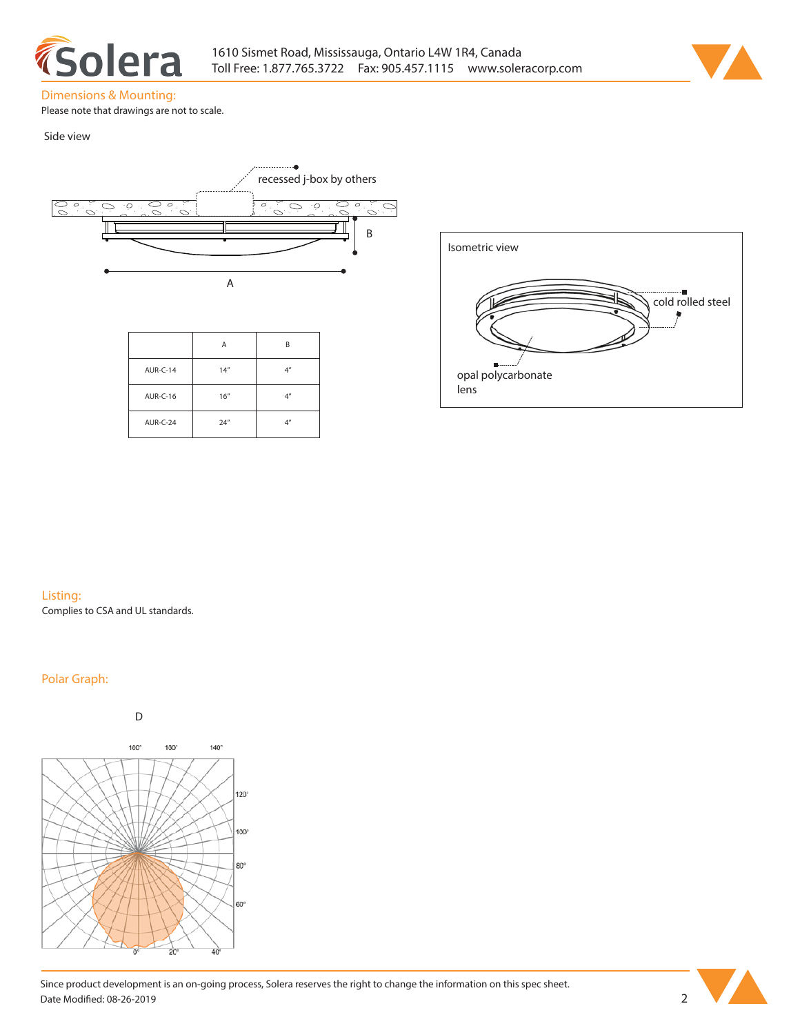## Dimensions & Mounting:

Please note that drawings are not to scale.

Side view

recessed j-box by others

B

A

| | A | B |
|---|---|---|
| AUR-C-14 | 14" | 4" |
| AUR-C-16 | 16" | 4" |
| AUR-C-24 | 24" | 4" |

Isometric view

cold rolled steel

opal polycarbonate lens

## Listing:

Complies to CSA and UL standards.

## Polar Graph:

D

160°
180°
140°
120°
100°
80°
60°
0°
20°
40°

Since product development is an on-going process, Solera reserves the right to change the information on this spec sheet.

Date Modified: 08-26-2019